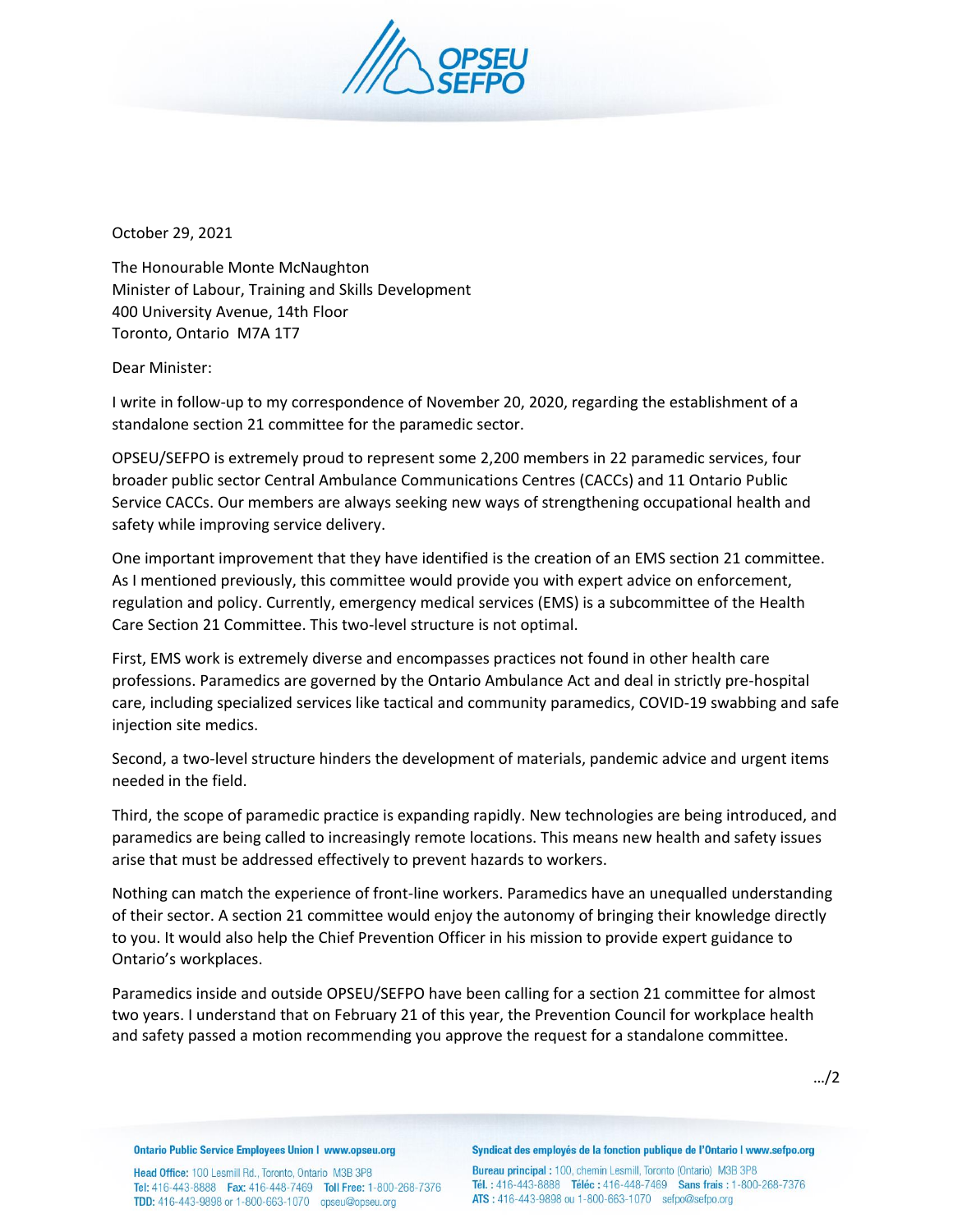October 29, 2021

The Honourable Monte McNaughton
Minister of Labour, Training and Skills Development
400 University Avenue, 14th Floor
Toronto, Ontario M7A 1T7

Dear Minister:

I write in follow-up to my correspondence of November 20, 2020, regarding the establishment of a standalone section 21 committee for the paramedic sector.

OPSEU/SEFPO is extremely proud to represent some 2,200 members in 22 paramedic services, four broader public sector Central Ambulance Communications Centres (CACCs) and 11 Ontario Public Service CACCs. Our members are always seeking new ways of strengthening occupational health and safety while improving service delivery.

One important improvement that they have identified is the creation of an EMS section 21 committee. As I mentioned previously, this committee would provide you with expert advice on enforcement, regulation and policy. Currently, emergency medical services (EMS) is a subcommittee of the Health Care Section 21 Committee. This two-level structure is not optimal.

First, EMS work is extremely diverse and encompasses practices not found in other health care professions. Paramedics are governed by the Ontario Ambulance Act and deal in strictly pre-hospital care, including specialized services like tactical and community paramedics, COVID-19 swabbing and safe injection site medics.

Second, a two-level structure hinders the development of materials, pandemic advice and urgent items needed in the field.

Third, the scope of paramedic practice is expanding rapidly. New technologies are being introduced, and paramedics are being called to increasingly remote locations. This means new health and safety issues arise that must be addressed effectively to prevent hazards to workers.

Nothing can match the experience of front-line workers. Paramedics have an unequalled understanding of their sector. A section 21 committee would enjoy the autonomy of bringing their knowledge directly to you. It would also help the Chief Prevention Officer in his mission to provide expert guidance to Ontario's workplaces.

Paramedics inside and outside OPSEU/SEFPO have been calling for a section 21 committee for almost two years. I understand that on February 21 of this year, the Prevention Council for workplace health and safety passed a motion recommending you approve the request for a standalone committee.

.../2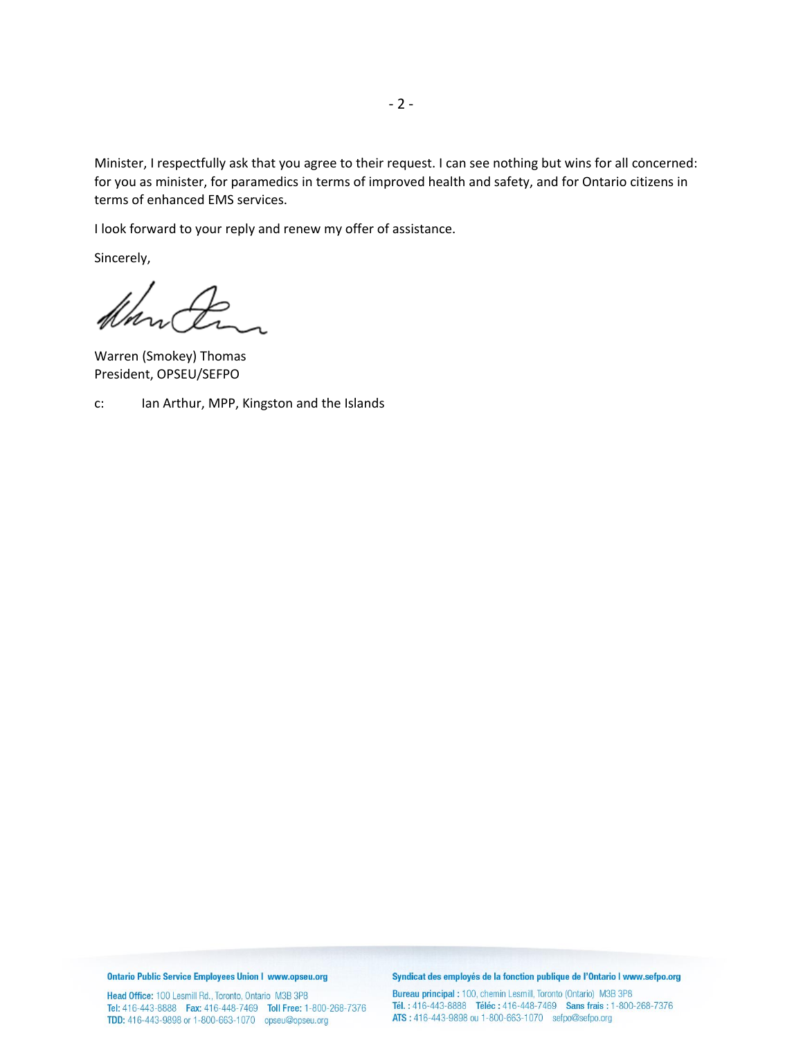Minister, I respectfully ask that you agree to their request. I can see nothing but wins for all concerned: for you as minister, for paramedics in terms of improved health and safety, and for Ontario citizens in terms of enhanced EMS services.

I look forward to your reply and renew my offer of assistance.

Sincerely,

Warren (Smokey) Thomas
President, OPSEU/SEFPO

c: Ian Arthur, MPP, Kingston and the Islands